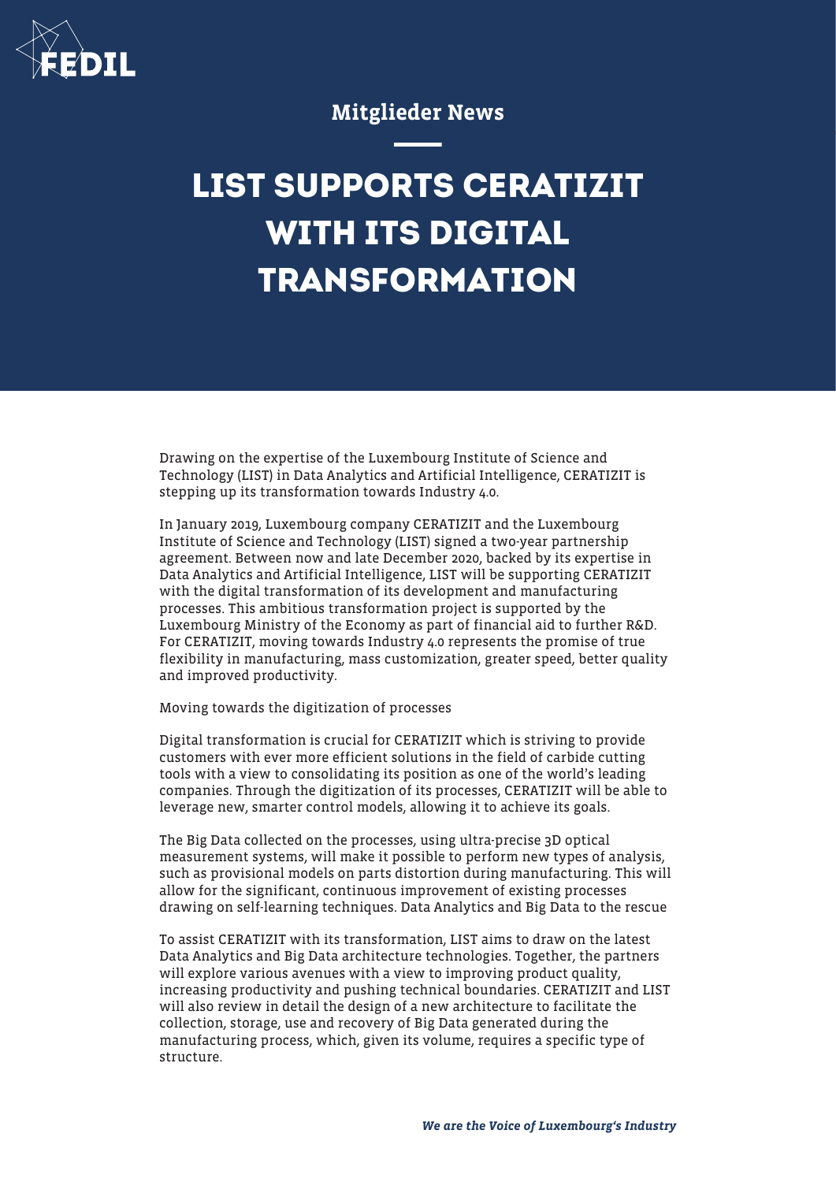Mitglieder News

# LIST SUPPORTS CERATIZIT WITH ITS DIGITAL TRANSFORMATION

Drawing on the expertise of the Luxembourg Institute of Science and Technology (LIST) in Data Analytics and Artificial Intelligence, CERATIZIT is stepping up its transformation towards Industry 4.0.

In January 2019, Luxembourg company CERATIZIT and the Luxembourg Institute of Science and Technology (LIST) signed a two-year partnership agreement. Between now and late December 2020, backed by its expertise in Data Analytics and Artificial Intelligence, LIST will be supporting CERATIZIT with the digital transformation of its development and manufacturing processes. This ambitious transformation project is supported by the Luxembourg Ministry of the Economy as part of financial aid to further R&D. For CERATIZIT, moving towards Industry 4.0 represents the promise of true flexibility in manufacturing, mass customization, greater speed, better quality and improved productivity.

Moving towards the digitization of processes

Digital transformation is crucial for CERATIZIT which is striving to provide customers with ever more efficient solutions in the field of carbide cutting tools with a view to consolidating its position as one of the world's leading companies. Through the digitization of its processes, CERATIZIT will be able to leverage new, smarter control models, allowing it to achieve its goals.

The Big Data collected on the processes, using ultra-precise 3D optical measurement systems, will make it possible to perform new types of analysis, such as provisional models on parts distortion during manufacturing. This will allow for the significant, continuous improvement of existing processes drawing on self-learning techniques. Data Analytics and Big Data to the rescue

To assist CERATIZIT with its transformation, LIST aims to draw on the latest Data Analytics and Big Data architecture technologies. Together, the partners will explore various avenues with a view to improving product quality, increasing productivity and pushing technical boundaries. CERATIZIT and LIST will also review in detail the design of a new architecture to facilitate the collection, storage, use and recovery of Big Data generated during the manufacturing process, which, given its volume, requires a specific type of structure.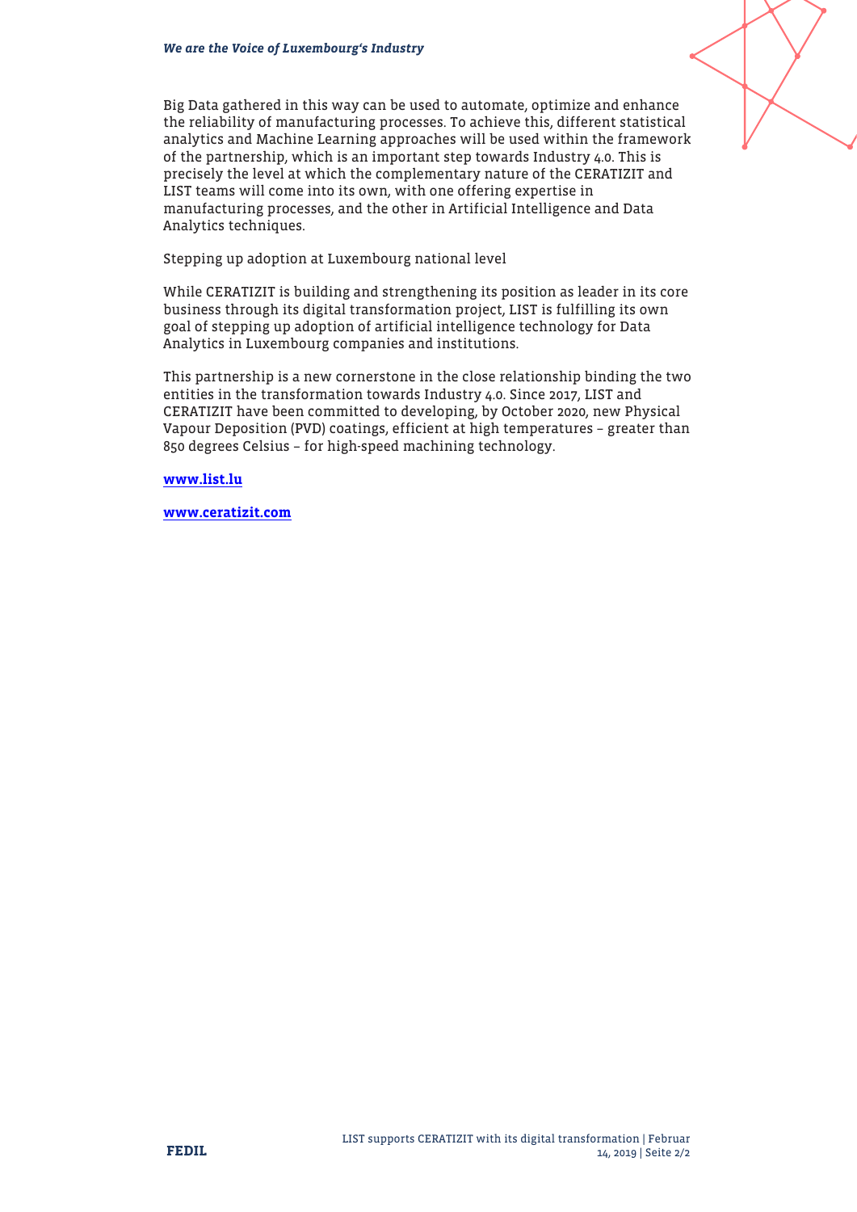Big Data gathered in this way can be used to automate, optimize and enhance the reliability of manufacturing processes. To achieve this, different statistical analytics and Machine Learning approaches will be used within the framework of the partnership, which is an important step towards Industry 4.0. This is precisely the level at which the complementary nature of the CERATIZIT and LIST teams will come into its own, with one offering expertise in manufacturing processes, and the other in Artificial Intelligence and Data Analytics techniques.

Stepping up adoption at Luxembourg national level

While CERATIZIT is building and strengthening its position as leader in its core business through its digital transformation project, LIST is fulfilling its own goal of stepping up adoption of artificial intelligence technology for Data Analytics in Luxembourg companies and institutions.

This partnership is a new cornerstone in the close relationship binding the two entities in the transformation towards Industry 4.0. Since 2017, LIST and CERATIZIT have been committed to developing, by October 2020, new Physical Vapour Deposition (PVD) coatings, efficient at high temperatures – greater than 850 degrees Celsius – for high-speed machining technology.

**www.list.lu**

**www.ceratizit.com**